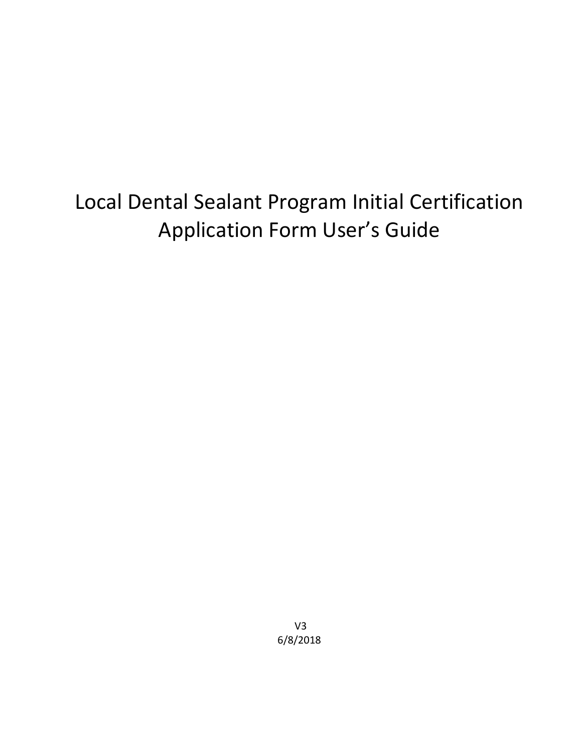# Local Dental Sealant Program Initial Certification Application Form User's Guide

V3
6/8/2018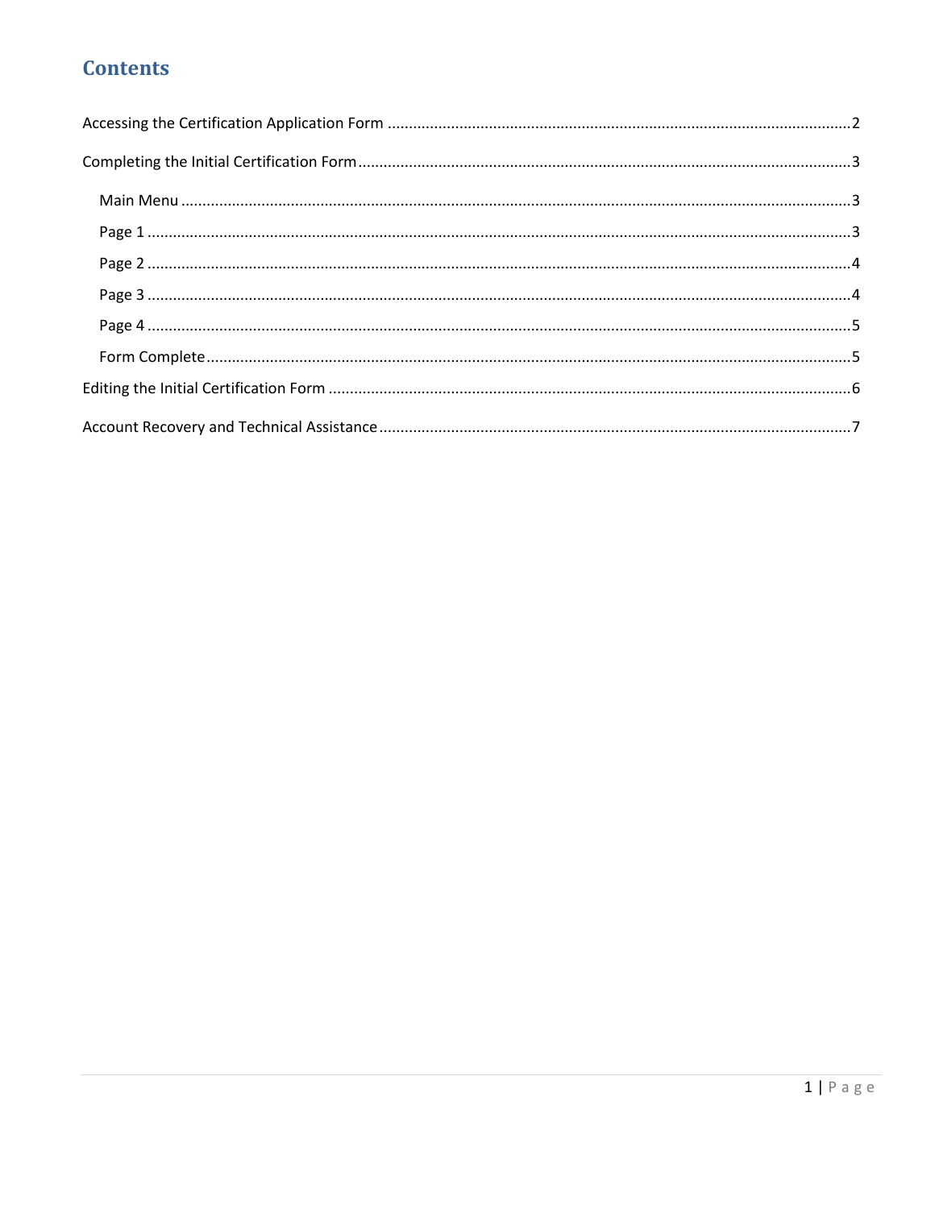# Contents

Accessing the Certification Application Form ..... 2

Completing the Initial Certification Form ..... 3

- Main Menu ..... 3
- Page 1 ..... 3
- Page 2 ..... 4
- Page 3 ..... 4
- Page 4 ..... 5
- Form Complete ..... 5

Editing the Initial Certification Form ..... 6

Account Recovery and Technical Assistance ..... 7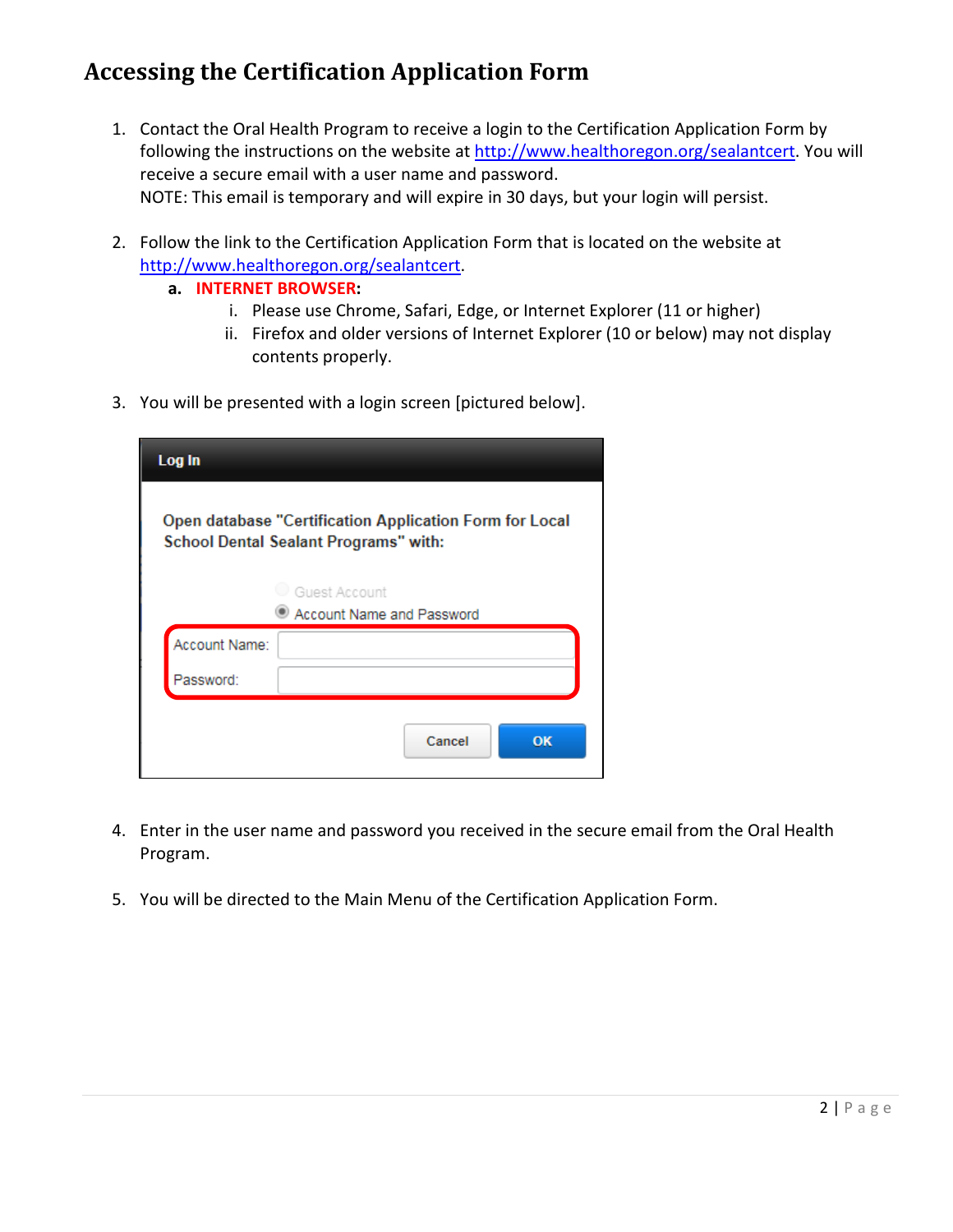## Accessing the Certification Application Form

1. Contact the Oral Health Program to receive a login to the Certification Application Form by following the instructions on the website at http://www.healthoregon.org/sealantcert. You will receive a secure email with a user name and password.
   NOTE: This email is temporary and will expire in 30 days, but your login will persist.

2. Follow the link to the Certification Application Form that is located on the website at http://www.healthoregon.org/sealantcert.
   a. **INTERNET BROWSER:**
      i. Please use Chrome, Safari, Edge, or Internet Explorer (11 or higher)
      ii. Firefox and older versions of Internet Explorer (10 or below) may not display contents properly.

3. You will be presented with a login screen [pictured below].

   **Log In**

   Open database "Certification Application Form for Local School Dental Sealant Programs" with:

   - Guest Account
   - Account Name and Password

   Account Name:

   Password:

   Cancel | OK

4. Enter in the user name and password you received in the secure email from the Oral Health Program.

5. You will be directed to the Main Menu of the Certification Application Form.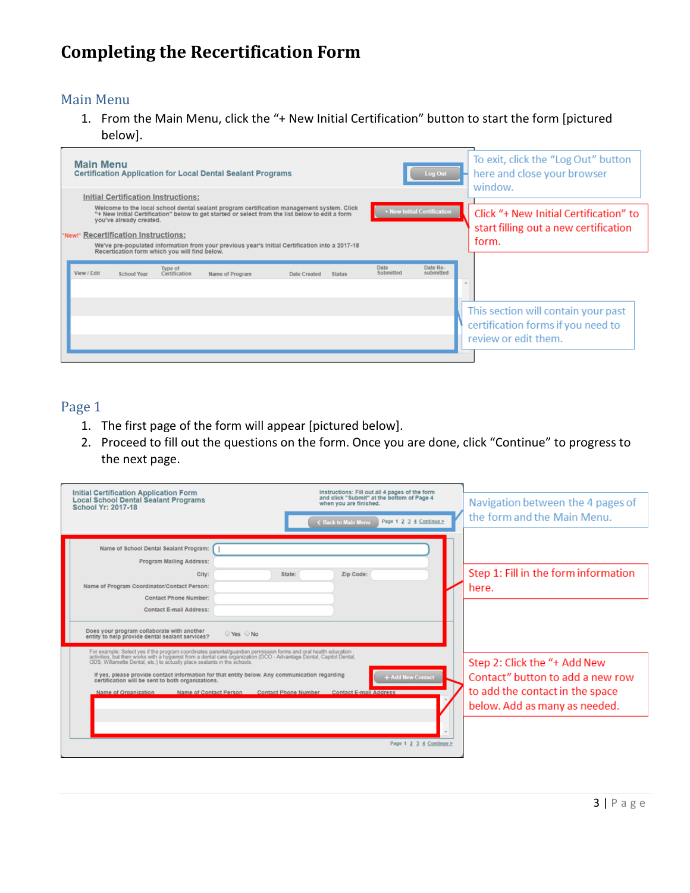# Completing the Recertification Form

## Main Menu

1. From the Main Menu, click the "+ New Initial Certification" button to start the form [pictured below].

To exit, click the "Log Out" button here and close your browser window.

Click "+ New Initial Certification" to start filling out a new certification form.

This section will contain your past certification forms if you need to review or edit them.

## Page 1

1. The first page of the form will appear [pictured below].
2. Proceed to fill out the questions on the form. Once you are done, click "Continue" to progress to the next page.

Navigation between the 4 pages of the form and the Main Menu.

Step 1: Fill in the form information here.

Step 2: Click the "+ Add New Contact" button to add a new row to add the contact in the space below. Add as many as needed.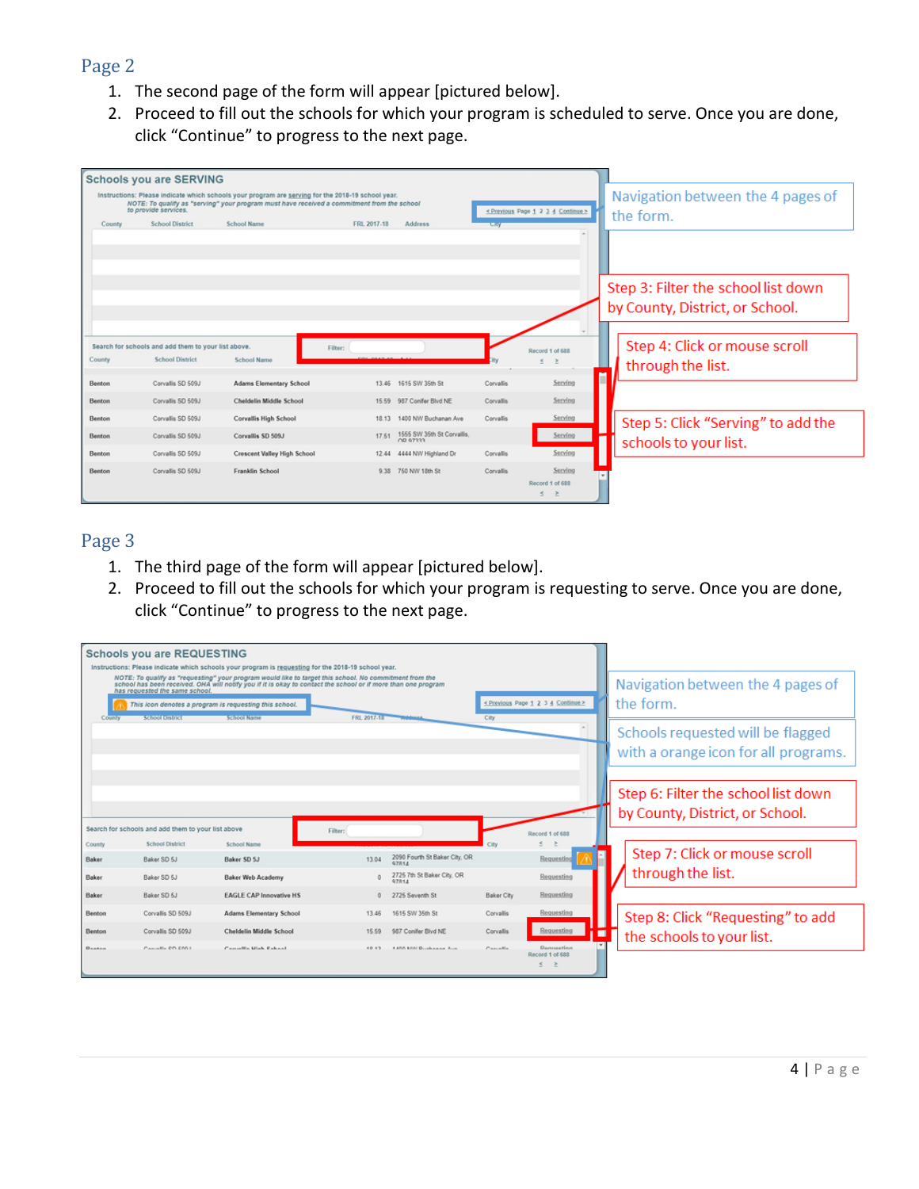## Page 2

1. The second page of the form will appear [pictured below].
2. Proceed to fill out the schools for which your program is scheduled to serve. Once you are done, click "Continue" to progress to the next page.

Navigation between the 4 pages of the form.

Step 3: Filter the school list down by County, District, or School.

Step 4: Click or mouse scroll through the list.

Step 5: Click "Serving" to add the schools to your list.

## Page 3

1. The third page of the form will appear [pictured below].
2. Proceed to fill out the schools for which your program is requesting to serve. Once you are done, click "Continue" to progress to the next page.

Navigation between the 4 pages of the form.

Schools requested will be flagged with a orange icon for all programs.

Step 6: Filter the school list down by County, District, or School.

Step 7: Click or mouse scroll through the list.

Step 8: Click "Requesting" to add the schools to your list.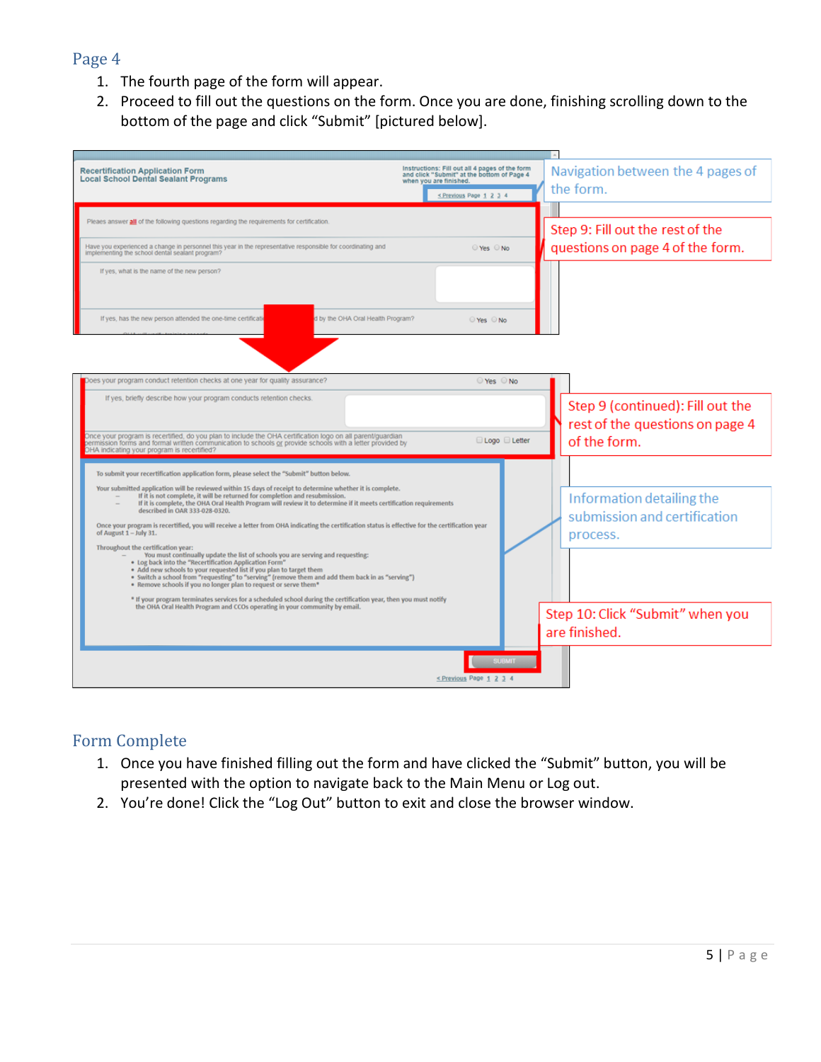## Page 4

1. The fourth page of the form will appear.
2. Proceed to fill out the questions on the form. Once you are done, finishing scrolling down to the bottom of the page and click "Submit" [pictured below].

Navigation between the 4 pages of the form.

Step 9: Fill out the rest of the questions on page 4 of the form.

Step 9 (continued): Fill out the rest of the questions on page 4 of the form.

Information detailing the submission and certification process.

Step 10: Click "Submit" when you are finished.

## Form Complete

1. Once you have finished filling out the form and have clicked the "Submit" button, you will be presented with the option to navigate back to the Main Menu or Log out.
2. You're done! Click the "Log Out" button to exit and close the browser window.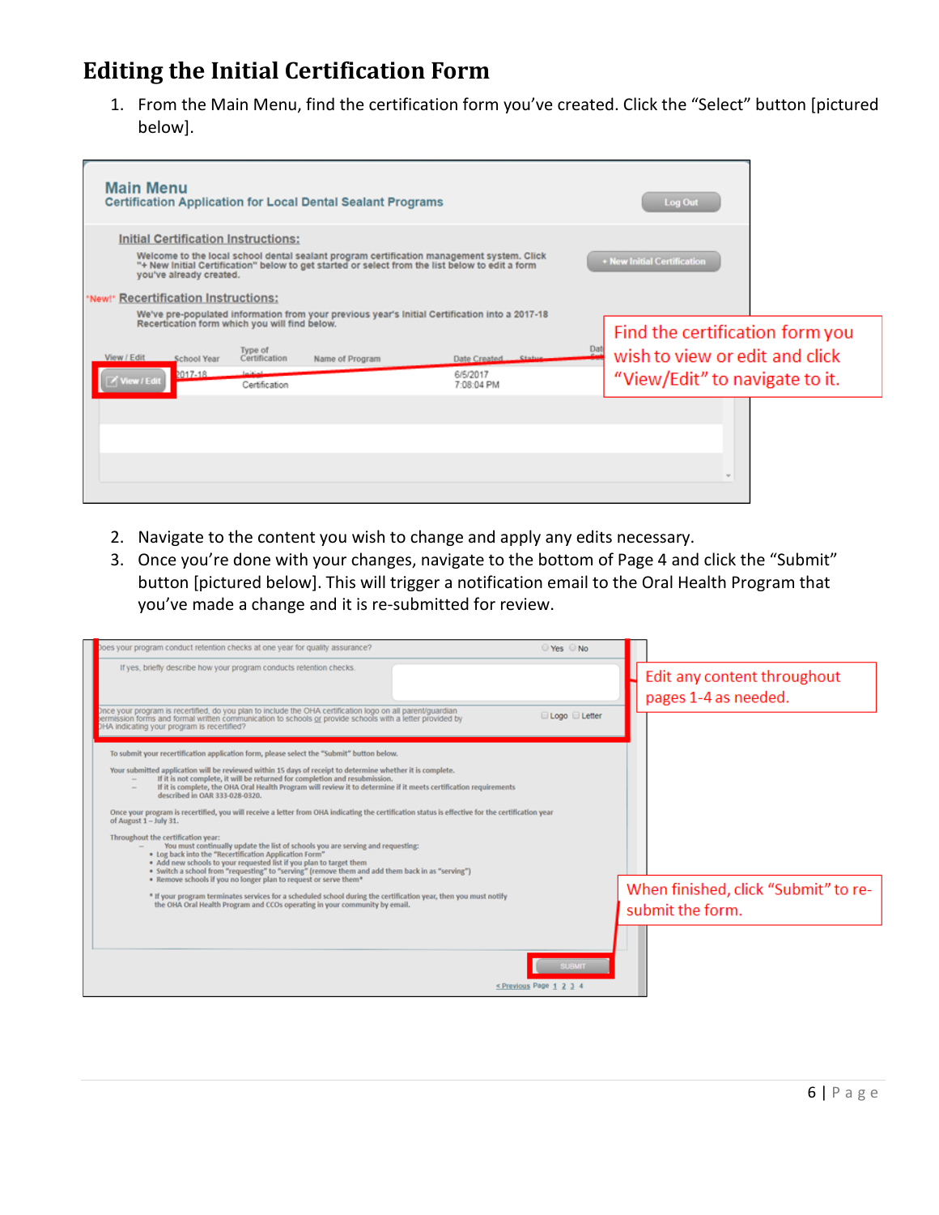# Editing the Initial Certification Form

1. From the Main Menu, find the certification form you've created. Click the "Select" button [pictured below].

2. Navigate to the content you wish to change and apply any edits necessary.
3. Once you're done with your changes, navigate to the bottom of Page 4 and click the "Submit" button [pictured below]. This will trigger a notification email to the Oral Health Program that you've made a change and it is re-submitted for review.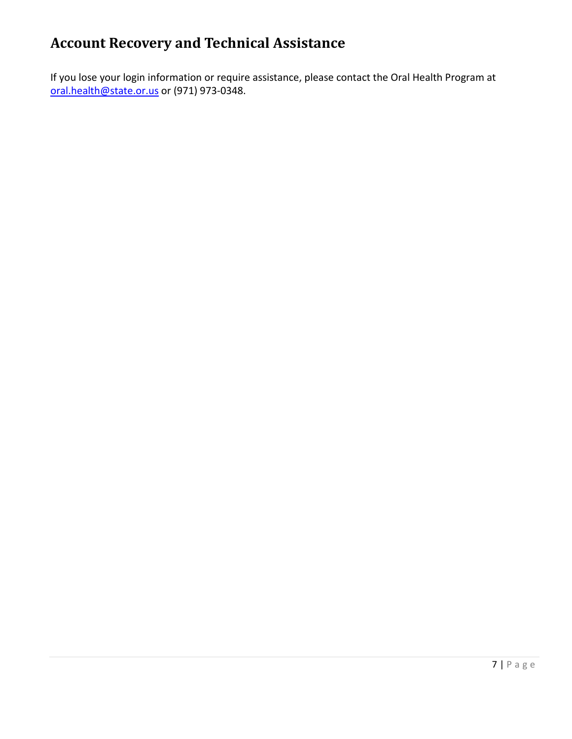## Account Recovery and Technical Assistance

If you lose your login information or require assistance, please contact the Oral Health Program at oral.health@state.or.us or (971) 973-0348.